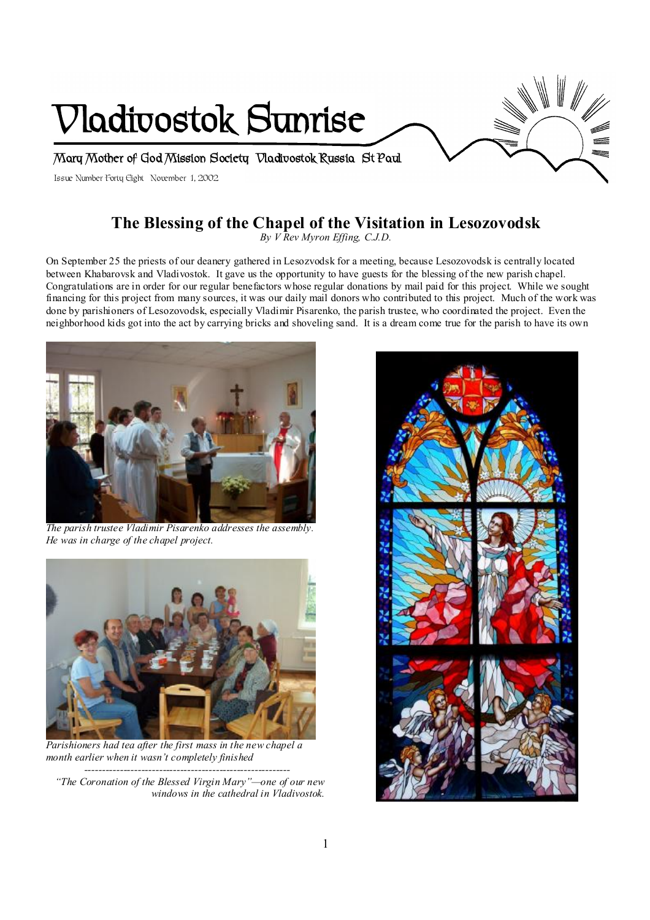# Vladivostok Sunrise

Mary Mother of God Mission Society Vladivostok Russia St Paul

Issue Number Forty Eight November 1, 2002

## The Blessing of the Chapel of the Visitation in Lesozovodsk

*By V Rev Myron Effing, C.J.D.*

On September 25 the priests of our deanery gathered in Lesozvodsk for a meeting, because Lesozovodsk is centrally located between Khabarovsk and Vladivostok. It gave us the opportunity to have guests for the blessing of the new parish chapel. Congratulations are in order for our regular benefactors whose regular donations by mail paid for this project. While we sought financing for this project from many sources, it was our daily mail donors who contributed to this project. Much of the work was done by parishioners of Lesozovodsk, especially Vladimir Pisarenko, the parish trustee, who coordinated the project. Even the neighborhood kids got into the act by carrying bricks and shoveling sand. It is a dream come true for the parish to have its own

*The parish trustee Vladimir Pisarenko addresses the assembly. He was in charge of the chapel project.*

*Parishioners had tea after the first mass in the new chapel a month earlier when it wasn't completely finished*

*"The Coronation of the Blessed Virgin Mary"—one of our new windows in the cathedral in Vladivostok.*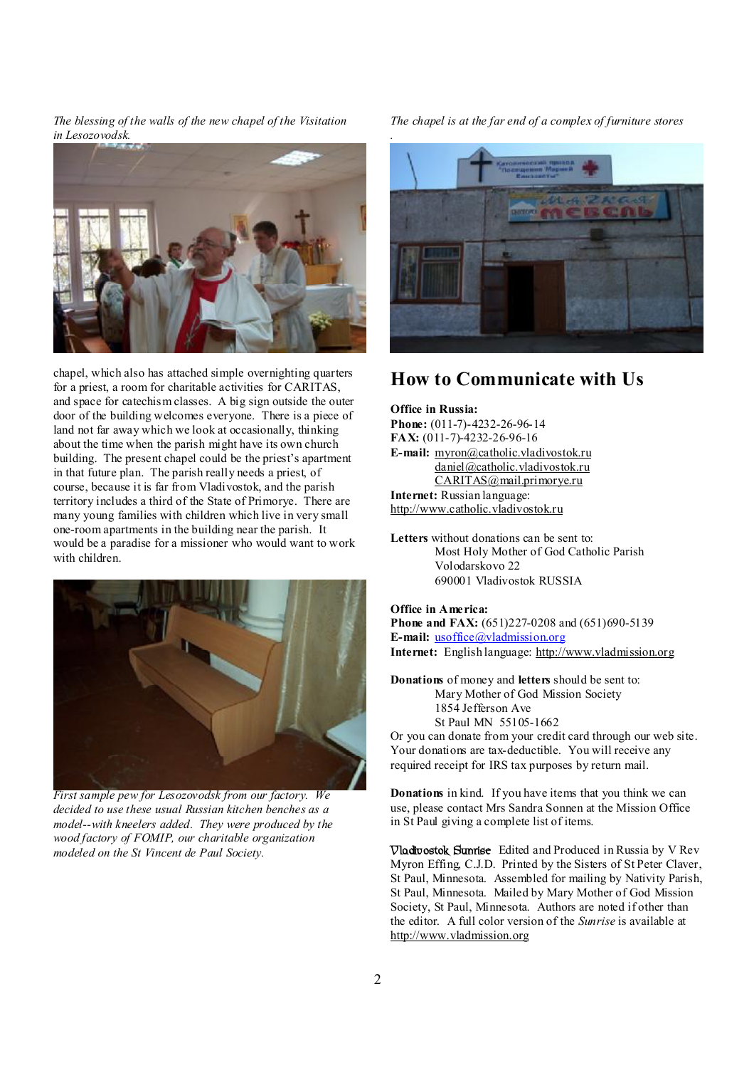*The blessing of the walls of the new chapel of the Visitation in Lesozovodsk.*

chapel, which also has attached simple overnighting quarters for a priest, a room for charitable activities for CARITAS, and space for catechism classes. A big sign outside the outer door of the building welcomes everyone. There is a piece of land not far away which we look at occasionally, thinking about the time when the parish might have its own church building. The present chapel could be the priest's apartment in that future plan. The parish really needs a priest, of course, because it is far from Vladivostok, and the parish territory includes a third of the State of Primorye. There are many young families with children which live in very small one-room apartments in the building near the parish. It would be a paradise for a missioner who would want to work with children.

*First sample pew for Lesozovodsk from our factory. We decided to use these usual Russian kitchen benches as a model--with kneelers added. They were produced by the wood factory of FOMIP, our charitable organization modeled on the St Vincent de Paul Society.*

*The chapel is at the far end of a complex of furniture stores*

## How to Communicate with Us

**Office in Russia:**
**Phone:** (011-7)-4232-26-96-14
**FAX:** (011-7)-4232-26-96-16
**E-mail:** myron@catholic.vladivostok.ru
daniel@catholic.vladivostok.ru
CARITAS@mail.primorye.ru
**Internet:** Russian language:
http://www.catholic.vladivostok.ru

**Letters** without donations can be sent to:
Most Holy Mother of God Catholic Parish
Volodarskovo 22
690001 Vladivostok RUSSIA

**Office in America:**
**Phone and FAX:** (651)227-0208 and (651)690-5139
**E-mail:** usoffice@vladmission.org
**Internet:** English language: http://www.vladmission.org

**Donations** of money and **letters** should be sent to:
Mary Mother of God Mission Society
1854 Jefferson Ave
St Paul MN 55105-1662
Or you can donate from your credit card through our web site. Your donations are tax-deductible. You will receive any required receipt for IRS tax purposes by return mail.

**Donations** in kind. If you have items that you think we can use, please contact Mrs Sandra Sonnen at the Mission Office in St Paul giving a complete list of items.

**Vladivostok Sunrise** Edited and Produced in Russia by V Rev Myron Effing, C.J.D. Printed by the Sisters of St Peter Claver, St Paul, Minnesota. Assembled for mailing by Nativity Parish, St Paul, Minnesota. Mailed by Mary Mother of God Mission Society, St Paul, Minnesota. Authors are noted if other than the editor. A full color version of the *Sunrise* is available at http://www.vladmission.org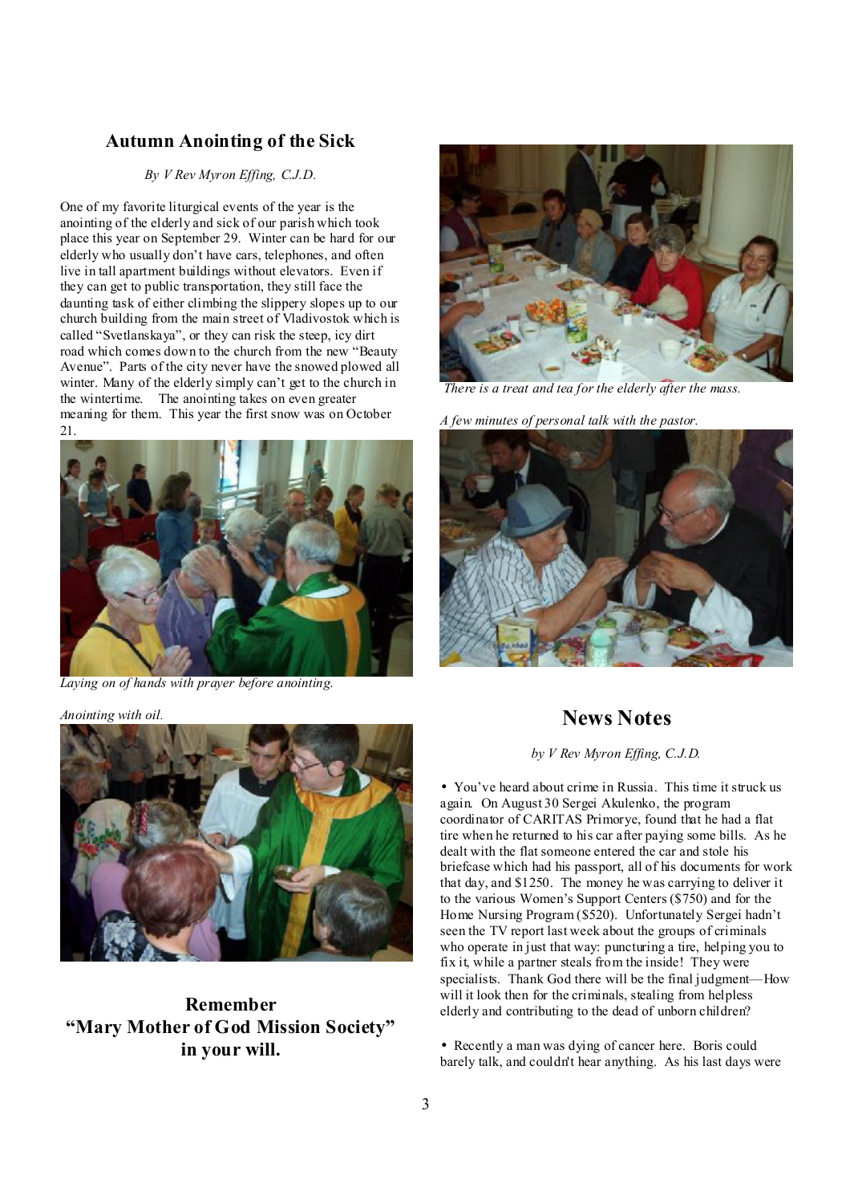## Autumn Anointing of the Sick

*By V Rev Myron Effing, C.J.D.*

One of my favorite liturgical events of the year is the anointing of the elderly and sick of our parish which took place this year on September 29. Winter can be hard for our elderly who usually don't have cars, telephones, and often live in tall apartment buildings without elevators. Even if they can get to public transportation, they still face the daunting task of either climbing the slippery slopes up to our church building from the main street of Vladivostok which is called "Svetlanskaya", or they can risk the steep, icy dirt road which comes down to the church from the new "Beauty Avenue". Parts of the city never have the snowed plowed all winter. Many of the elderly simply can't get to the church in the wintertime. The anointing takes on even greater meaning for them. This year the first snow was on October 21.

*Laying on of hands with prayer before anointing.*

*Anointing with oil.*

*There is a treat and tea for the elderly after the mass.*

*A few minutes of personal talk with the pastor.*

**Remember "Mary Mother of God Mission Society" in your will.**

## News Notes

*by V Rev Myron Effing, C.J.D.*

• You've heard about crime in Russia. This time it struck us again. On August 30 Sergei Akulenko, the program coordinator of CARITAS Primorye, found that he had a flat tire when he returned to his car after paying some bills. As he dealt with the flat someone entered the car and stole his briefcase which had his passport, all of his documents for work that day, and $1250. The money he was carrying to deliver it to the various Women's Support Centers ($750) and for the Home Nursing Program ($520). Unfortunately Sergei hadn't seen the TV report last week about the groups of criminals who operate in just that way: puncturing a tire, helping you to fix it, while a partner steals from the inside! They were specialists. Thank God there will be the final judgment—How will it look then for the criminals, stealing from helpless elderly and contributing to the dead of unborn children?

• Recently a man was dying of cancer here. Boris could barely talk, and couldn't hear anything. As his last days were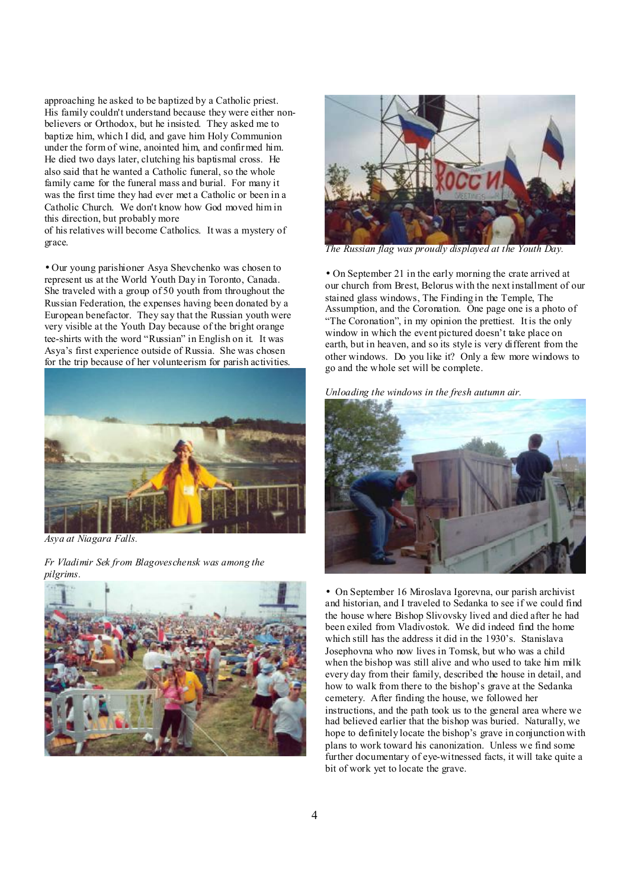approaching he asked to be baptized by a Catholic priest. His family couldn't understand because they were either non-believers or Orthodox, but he insisted. They asked me to baptize him, which I did, and gave him Holy Communion under the form of wine, anointed him, and confirmed him. He died two days later, clutching his baptismal cross. He also said that he wanted a Catholic funeral, so the whole family came for the funeral mass and burial. For many it was the first time they had ever met a Catholic or been in a Catholic Church. We don't know how God moved him in this direction, but probably more of his relatives will become Catholics. It was a mystery of grace.

• Our young parishioner Asya Shevchenko was chosen to represent us at the World Youth Day in Toronto, Canada. She traveled with a group of 50 youth from throughout the Russian Federation, the expenses having been donated by a European benefactor. They say that the Russian youth were very visible at the Youth Day because of the bright orange tee-shirts with the word "Russian" in English on it. It was Asya's first experience outside of Russia. She was chosen for the trip because of her volunteerism for parish activities.

*Asya at Niagara Falls.*

*Fr Vladimir Sek from Blagoveschensk was among the pilgrims.*

*The Russian flag was proudly displayed at the Youth Day.*

• On September 21 in the early morning the crate arrived at our church from Brest, Belorus with the next installment of our stained glass windows, The Finding in the Temple, The Assumption, and the Coronation. One page one is a photo of "The Coronation", in my opinion the prettiest. It is the only window in which the event pictured doesn't take place on earth, but in heaven, and so its style is very different from the other windows. Do you like it? Only a few more windows to go and the whole set will be complete.

*Unloading the windows in the fresh autumn air.*

• On September 16 Miroslava Igorevna, our parish archivist and historian, and I traveled to Sedanka to see if we could find the house where Bishop Slivovsky lived and died after he had been exiled from Vladivostok. We did indeed find the home which still has the address it did in the 1930's. Stanislava Josephovna who now lives in Tomsk, but who was a child when the bishop was still alive and who used to take him milk every day from their family, described the house in detail, and how to walk from there to the bishop's grave at the Sedanka cemetery. After finding the house, we followed her instructions, and the path took us to the general area where we had believed earlier that the bishop was buried. Naturally, we hope to definitely locate the bishop's grave in conjunction with plans to work toward his canonization. Unless we find some further documentary of eye-witnessed facts, it will take quite a bit of work yet to locate the grave.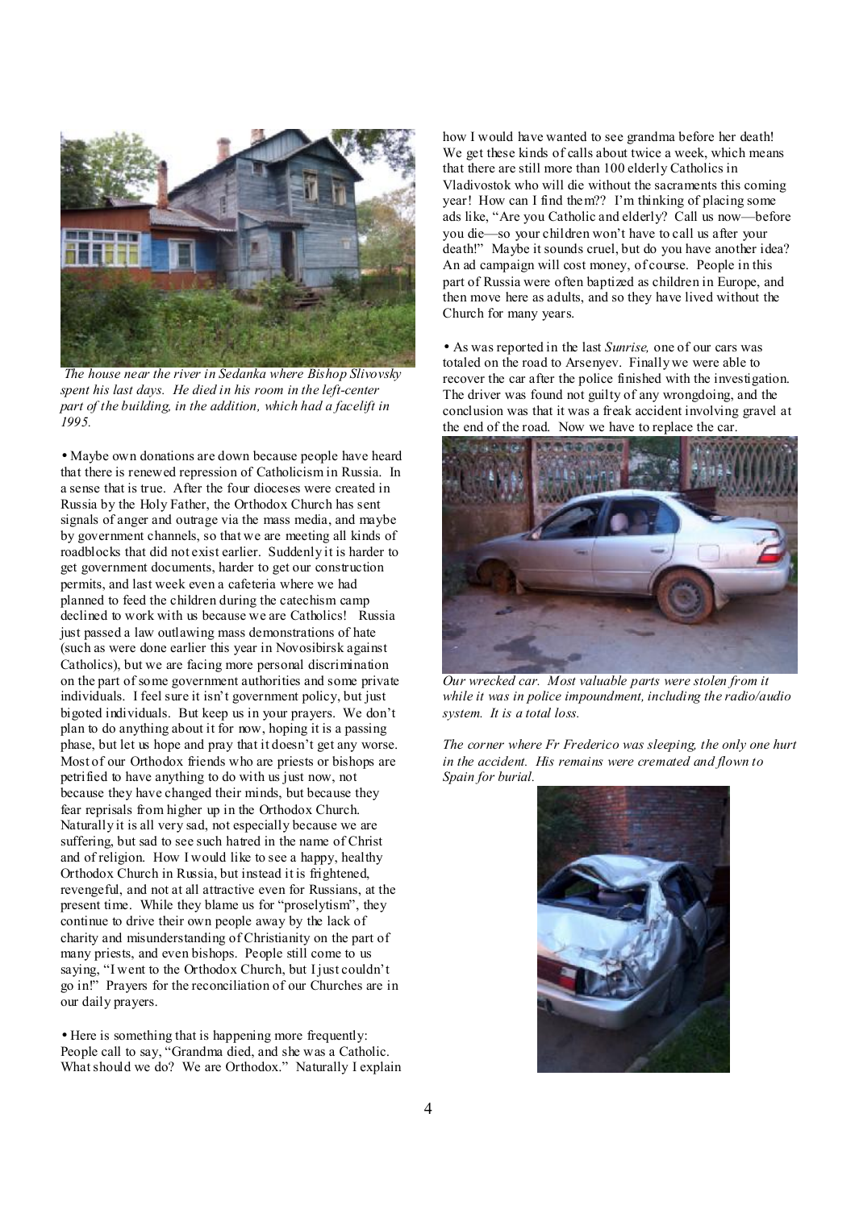*The house near the river in Sedanka where Bishop Slivovsky spent his last days. He died in his room in the left-center part of the building, in the addition, which had a facelift in 1995.*

• Maybe own donations are down because people have heard that there is renewed repression of Catholicism in Russia. In a sense that is true. After the four dioceses were created in Russia by the Holy Father, the Orthodox Church has sent signals of anger and outrage via the mass media, and maybe by government channels, so that we are meeting all kinds of roadblocks that did not exist earlier. Suddenly it is harder to get government documents, harder to get our construction permits, and last week even a cafeteria where we had planned to feed the children during the catechism camp declined to work with us because we are Catholics! Russia just passed a law outlawing mass demonstrations of hate (such as were done earlier this year in Novosibirsk against Catholics), but we are facing more personal discrimination on the part of some government authorities and some private individuals. I feel sure it isn't government policy, but just bigoted individuals. But keep us in your prayers. We don't plan to do anything about it for now, hoping it is a passing phase, but let us hope and pray that it doesn't get any worse. Most of our Orthodox friends who are priests or bishops are petrified to have anything to do with us just now, not because they have changed their minds, but because they fear reprisals from higher up in the Orthodox Church. Naturally it is all very sad, not especially because we are suffering, but sad to see such hatred in the name of Christ and of religion. How I would like to see a happy, healthy Orthodox Church in Russia, but instead it is frightened, revengeful, and not at all attractive even for Russians, at the present time. While they blame us for "proselytism", they continue to drive their own people away by the lack of charity and misunderstanding of Christianity on the part of many priests, and even bishops. People still come to us saying, "I went to the Orthodox Church, but I just couldn't go in!" Prayers for the reconciliation of our Churches are in our daily prayers.

• Here is something that is happening more frequently: People call to say, "Grandma died, and she was a Catholic. What should we do? We are Orthodox." Naturally I explain how I would have wanted to see grandma before her death! We get these kinds of calls about twice a week, which means that there are still more than 100 elderly Catholics in Vladivostok who will die without the sacraments this coming year! How can I find them?? I'm thinking of placing some ads like, "Are you Catholic and elderly? Call us now—before you die—so your children won't have to call us after your death!" Maybe it sounds cruel, but do you have another idea? An ad campaign will cost money, of course. People in this part of Russia were often baptized as children in Europe, and then move here as adults, and so they have lived without the Church for many years.

• As was reported in the last *Sunrise,* one of our cars was totaled on the road to Arsenyev. Finally we were able to recover the car after the police finished with the investigation. The driver was found not guilty of any wrongdoing, and the conclusion was that it was a freak accident involving gravel at the end of the road. Now we have to replace the car.

*Our wrecked car. Most valuable parts were stolen from it while it was in police impoundment, including the radio/audio system. It is a total loss.*

*The corner where Fr Frederico was sleeping, the only one hurt in the accident. His remains were cremated and flown to Spain for burial.*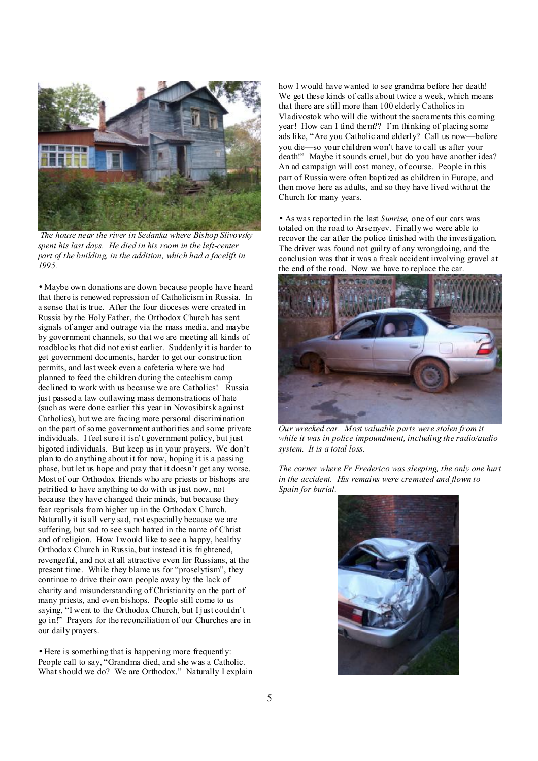*The house near the river in Sedanka where Bishop Slivovsky spent his last days. He died in his room in the left-center part of the building, in the addition, which had a facelift in 1995.*

• Maybe own donations are down because people have heard that there is renewed repression of Catholicism in Russia. In a sense that is true. After the four dioceses were created in Russia by the Holy Father, the Orthodox Church has sent signals of anger and outrage via the mass media, and maybe by government channels, so that we are meeting all kinds of roadblocks that did not exist earlier. Suddenly it is harder to get government documents, harder to get our construction permits, and last week even a cafeteria where we had planned to feed the children during the catechism camp declined to work with us because we are Catholics! Russia just passed a law outlawing mass demonstrations of hate (such as were done earlier this year in Novosibirsk against Catholics), but we are facing more personal discrimination on the part of some government authorities and some private individuals. I feel sure it isn't government policy, but just bigoted individuals. But keep us in your prayers. We don't plan to do anything about it for now, hoping it is a passing phase, but let us hope and pray that it doesn't get any worse. Most of our Orthodox friends who are priests or bishops are petrified to have anything to do with us just now, not because they have changed their minds, but because they fear reprisals from higher up in the Orthodox Church. Naturally it is all very sad, not especially because we are suffering, but sad to see such hatred in the name of Christ and of religion. How I would like to see a happy, healthy Orthodox Church in Russia, but instead it is frightened, revengeful, and not at all attractive even for Russians, at the present time. While they blame us for "proselytism", they continue to drive their own people away by the lack of charity and misunderstanding of Christianity on the part of many priests, and even bishops. People still come to us saying, "I went to the Orthodox Church, but I just couldn't go in!" Prayers for the reconciliation of our Churches are in our daily prayers.

• Here is something that is happening more frequently: People call to say, "Grandma died, and she was a Catholic. What should we do? We are Orthodox." Naturally I explain how I would have wanted to see grandma before her death! We get these kinds of calls about twice a week, which means that there are still more than 100 elderly Catholics in Vladivostok who will die without the sacraments this coming year! How can I find them?? I'm thinking of placing some ads like, "Are you Catholic and elderly? Call us now—before you die—so your children won't have to call us after your death!" Maybe it sounds cruel, but do you have another idea? An ad campaign will cost money, of course. People in this part of Russia were often baptized as children in Europe, and then move here as adults, and so they have lived without the Church for many years.

• As was reported in the last *Sunrise,* one of our cars was totaled on the road to Arsenyev. Finally we were able to recover the car after the police finished with the investigation. The driver was found not guilty of any wrongdoing, and the conclusion was that it was a freak accident involving gravel at the end of the road. Now we have to replace the car.

*Our wrecked car. Most valuable parts were stolen from it while it was in police impoundment, including the radio/audio system. It is a total loss.*

*The corner where Fr Frederico was sleeping, the only one hurt in the accident. His remains were cremated and flown to Spain for burial.*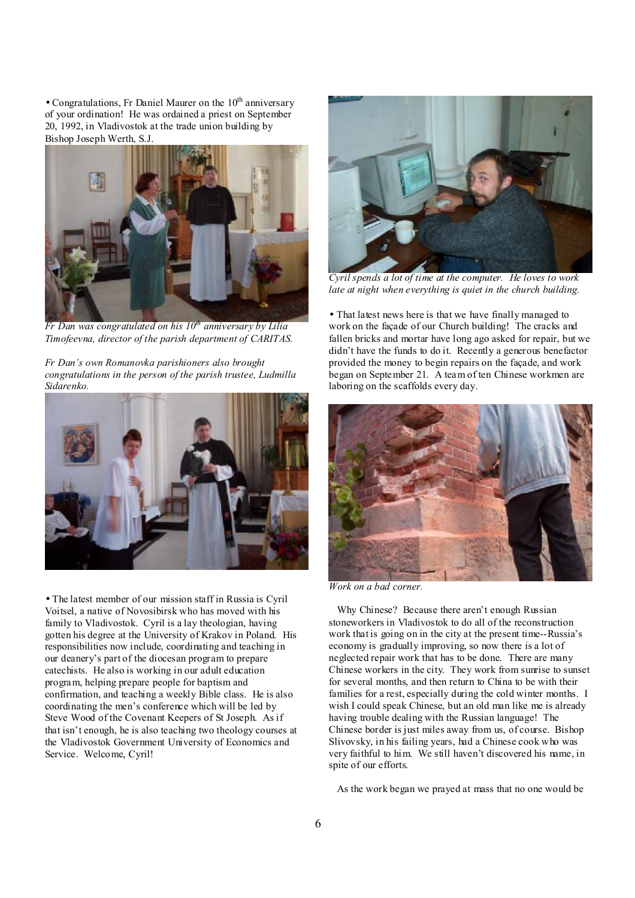• Congratulations, Fr Daniel Maurer on the 10th anniversary of your ordination! He was ordained a priest on September 20, 1992, in Vladivostok at the trade union building by Bishop Joseph Werth, S.J.

*Fr Dan was congratulated on his 10th anniversary by Lilia Timofeevna, director of the parish department of CARITAS.*

*Fr Dan's own Romanovka parishioners also brought congratulations in the person of the parish trustee, Ludmilla Sidarenko.*

• The latest member of our mission staff in Russia is Cyril Voitsel, a native of Novosibirsk who has moved with his family to Vladivostok. Cyril is a lay theologian, having gotten his degree at the University of Krakov in Poland. His responsibilities now include, coordinating and teaching in our deanery's part of the diocesan program to prepare catechists. He also is working in our adult education program, helping prepare people for baptism and confirmation, and teaching a weekly Bible class. He is also coordinating the men's conference which will be led by Steve Wood of the Covenant Keepers of St Joseph. As if that isn't enough, he is also teaching two theology courses at the Vladivostok Government University of Economics and Service. Welcome, Cyril!

*Cyril spends a lot of time at the computer. He loves to work late at night when everything is quiet in the church building.*

• That latest news here is that we have finally managed to work on the façade of our Church building! The cracks and fallen bricks and mortar have long ago asked for repair, but we didn't have the funds to do it. Recently a generous benefactor provided the money to begin repairs on the façade, and work began on September 21. A team of ten Chinese workmen are laboring on the scaffolds every day.

*Work on a bad corner.*

Why Chinese? Because there aren't enough Russian stoneworkers in Vladivostok to do all of the reconstruction work that is going on in the city at the present time--Russia's economy is gradually improving, so now there is a lot of neglected repair work that has to be done. There are many Chinese workers in the city. They work from sunrise to sunset for several months, and then return to China to be with their families for a rest, especially during the cold winter months. I wish I could speak Chinese, but an old man like me is already having trouble dealing with the Russian language! The Chinese border is just miles away from us, of course. Bishop Slivovsky, in his failing years, had a Chinese cook who was very faithful to him. We still haven't discovered his name, in spite of our efforts.

As the work began we prayed at mass that no one would be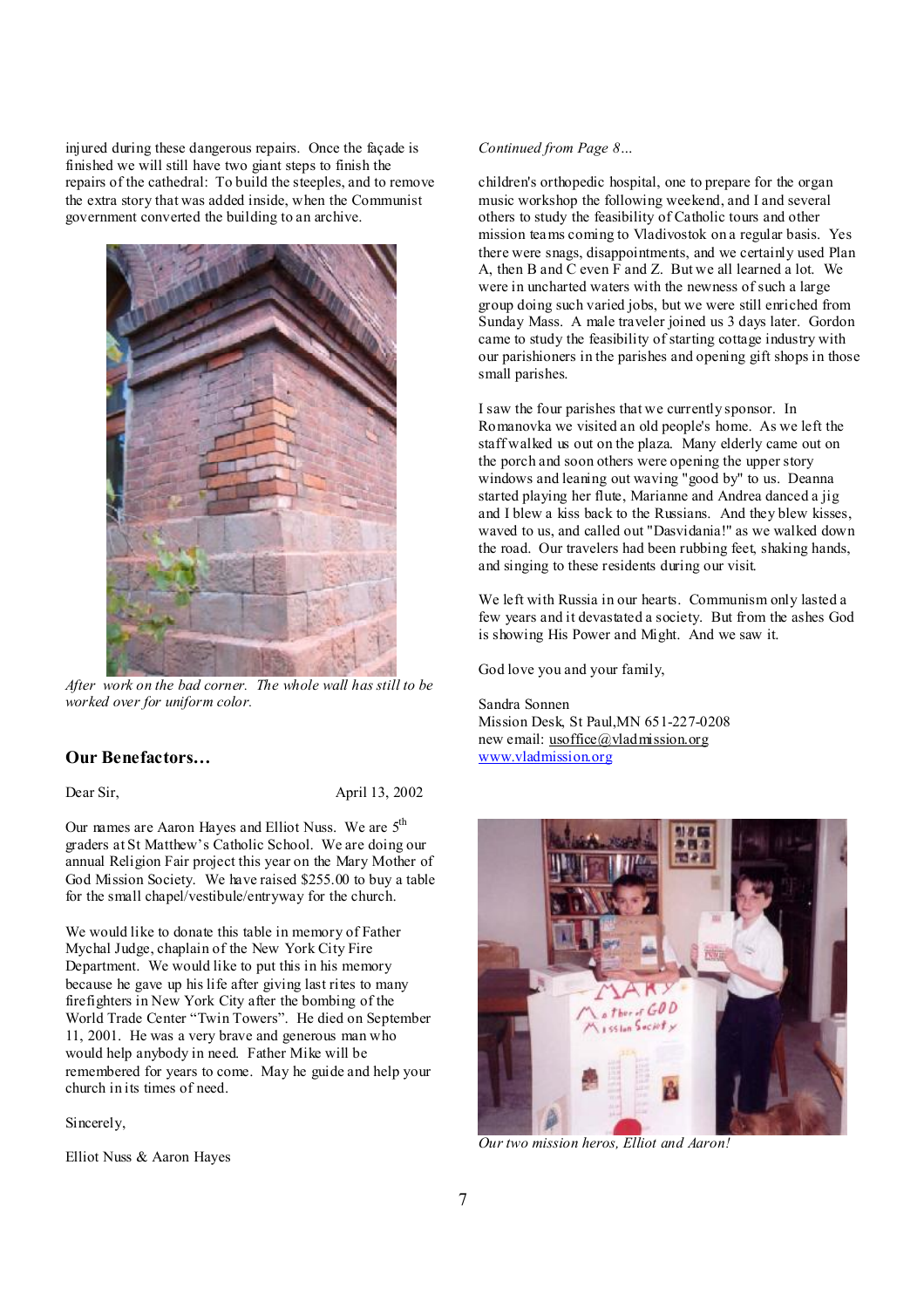injured during these dangerous repairs. Once the façade is finished we will still have two giant steps to finish the repairs of the cathedral: To build the steeples, and to remove the extra story that was added inside, when the Communist government converted the building to an archive.

*After work on the bad corner. The whole wall has still to be worked over for uniform color.*

## Our Benefactors…

Dear Sir, April 13, 2002

Our names are Aaron Hayes and Elliot Nuss. We are 5th graders at St Matthew's Catholic School. We are doing our annual Religion Fair project this year on the Mary Mother of God Mission Society. We have raised $255.00 to buy a table for the small chapel/vestibule/entryway for the church.

We would like to donate this table in memory of Father Mychal Judge, chaplain of the New York City Fire Department. We would like to put this in his memory because he gave up his life after giving last rites to many firefighters in New York City after the bombing of the World Trade Center "Twin Towers". He died on September 11, 2001. He was a very brave and generous man who would help anybody in need. Father Mike will be remembered for years to come. May he guide and help your church in its times of need.

Sincerely,

Elliot Nuss & Aaron Hayes

*Continued from Page 8…*

children's orthopedic hospital, one to prepare for the organ music workshop the following weekend, and I and several others to study the feasibility of Catholic tours and other mission teams coming to Vladivostok on a regular basis. Yes there were snags, disappointments, and we certainly used Plan A, then B and C even F and Z. But we all learned a lot. We were in uncharted waters with the newness of such a large group doing such varied jobs, but we were still enriched from Sunday Mass. A male traveler joined us 3 days later. Gordon came to study the feasibility of starting cottage industry with our parishioners in the parishes and opening gift shops in those small parishes.

I saw the four parishes that we currently sponsor. In Romanovka we visited an old people's home. As we left the staff walked us out on the plaza. Many elderly came out on the porch and soon others were opening the upper story windows and leaning out waving "good by" to us. Deanna started playing her flute, Marianne and Andrea danced a jig and I blew a kiss back to the Russians. And they blew kisses, waved to us, and called out "Dasvidania!" as we walked down the road. Our travelers had been rubbing feet, shaking hands, and singing to these residents during our visit.

We left with Russia in our hearts. Communism only lasted a few years and it devastated a society. But from the ashes God is showing His Power and Might. And we saw it.

God love you and your family,

Sandra Sonnen
Mission Desk, St Paul,MN 651-227-0208
new email: usoffice@vladmission.org
www.vladmission.org

*Our two mission heros, Elliot and Aaron!*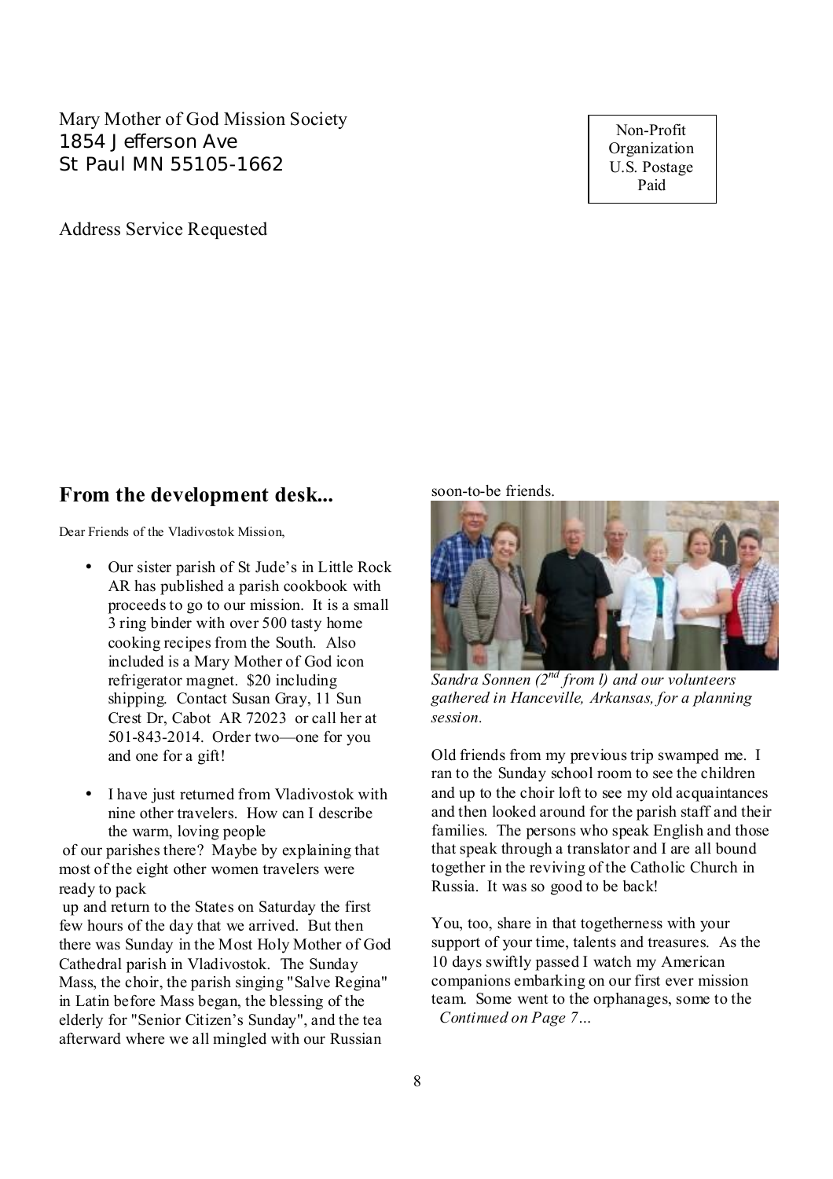Mary Mother of God Mission Society
1854 Jefferson Ave
St Paul MN 55105-1662

Non-Profit Organization U.S. Postage Paid

Address Service Requested

## From the development desk...

Dear Friends of the Vladivostok Mission,

- Our sister parish of St Jude's in Little Rock AR has published a parish cookbook with proceeds to go to our mission. It is a small 3 ring binder with over 500 tasty home cooking recipes from the South. Also included is a Mary Mother of God icon refrigerator magnet. $20 including shipping. Contact Susan Gray, 11 Sun Crest Dr, Cabot AR 72023 or call her at 501-843-2014. Order two—one for you and one for a gift!

- I have just returned from Vladivostok with nine other travelers. How can I describe the warm, loving people of our parishes there? Maybe by explaining that most of the eight other women travelers were ready to pack up and return to the States on Saturday the first few hours of the day that we arrived. But then there was Sunday in the Most Holy Mother of God Cathedral parish in Vladivostok. The Sunday Mass, the choir, the parish singing "Salve Regina" in Latin before Mass began, the blessing of the elderly for "Senior Citizen's Sunday", and the tea afterward where we all mingled with our Russian soon-to-be friends.

*Sandra Sonnen (2nd from l) and our volunteers gathered in Hanceville, Arkansas, for a planning session.*

Old friends from my previous trip swamped me. I ran to the Sunday school room to see the children and up to the choir loft to see my old acquaintances and then looked around for the parish staff and their families. The persons who speak English and those that speak through a translator and I are all bound together in the reviving of the Catholic Church in Russia. It was so good to be back!

You, too, share in that togetherness with your support of your time, talents and treasures. As the 10 days swiftly passed I watch my American companions embarking on our first ever mission team. Some went to the orphanages, some to the

*Continued on Page 7...*